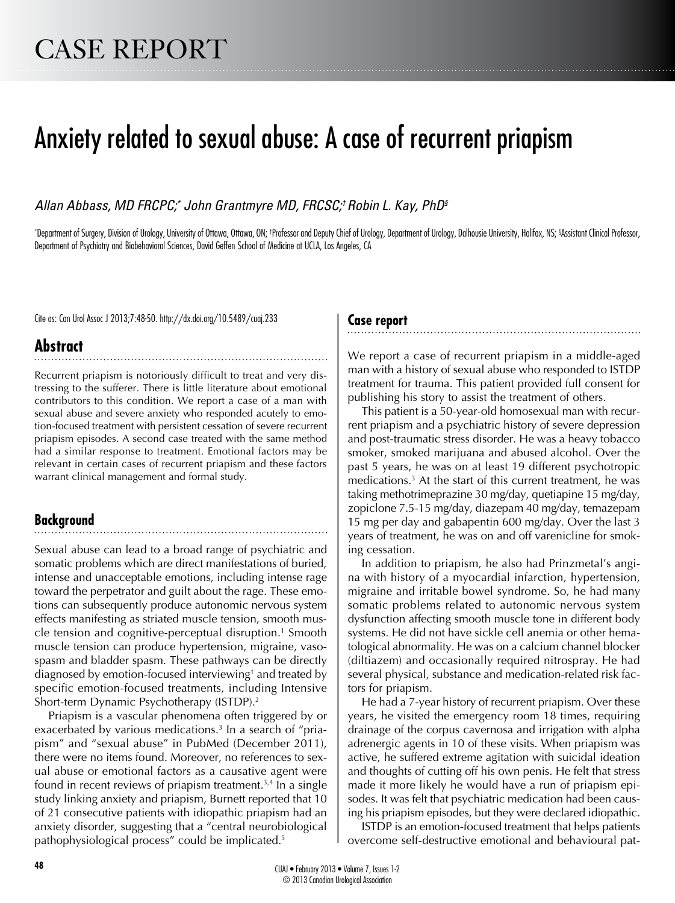CASE REPORT

# Anxiety related to sexual abuse: A case of recurrent priapism

*Allan Abbass, MD FRCPC;[*] John Grantmyre MD, FRCSC;[†] Robin L. Kay, PhD[§]*

[*]Department of Surgery, Division of Urology, University of Ottawa, Ottawa, ON; [†]Professor and Deputy Chief of Urology, Department of Urology, Dalhousie University, Halifax, NS; [§]Assistant Clinical Professor, Department of Psychiatry and Biobehavioral Sciences, David Geffen School of Medicine at UCLA, Los Angeles, CA

Cite as: Can Urol Assoc J 2013;7:48-50. http://dx.doi.org/10.5489/cuaj.233

## Abstract

Recurrent priapism is notoriously difficult to treat and very distressing to the sufferer. There is little literature about emotional contributors to this condition. We report a case of a man with sexual abuse and severe anxiety who responded acutely to emotion-focused treatment with persistent cessation of severe recurrent priapism episodes. A second case treated with the same method had a similar response to treatment. Emotional factors may be relevant in certain cases of recurrent priapism and these factors warrant clinical management and formal study.

## Background

Sexual abuse can lead to a broad range of psychiatric and somatic problems which are direct manifestations of buried, intense and unacceptable emotions, including intense rage toward the perpetrator and guilt about the rage. These emotions can subsequently produce autonomic nervous system effects manifesting as striated muscle tension, smooth muscle tension and cognitive-perceptual disruption.[1] Smooth muscle tension can produce hypertension, migraine, vasospasm and bladder spasm. These pathways can be directly diagnosed by emotion-focused interviewing[1] and treated by specific emotion-focused treatments, including Intensive Short-term Dynamic Psychotherapy (ISTDP).[2]

Priapism is a vascular phenomena often triggered by or exacerbated by various medications.[3] In a search of "priapism" and "sexual abuse" in PubMed (December 2011), there were no items found. Moreover, no references to sexual abuse or emotional factors as a causative agent were found in recent reviews of priapism treatment.[3,4] In a single study linking anxiety and priapism, Burnett reported that 10 of 21 consecutive patients with idiopathic priapism had an anxiety disorder, suggesting that a "central neurobiological pathophysiological process" could be implicated.[5]

## Case report

We report a case of recurrent priapism in a middle-aged man with a history of sexual abuse who responded to ISTDP treatment for trauma. This patient provided full consent for publishing his story to assist the treatment of others.

This patient is a 50-year-old homosexual man with recurrent priapism and a psychiatric history of severe depression and post-traumatic stress disorder. He was a heavy tobacco smoker, smoked marijuana and abused alcohol. Over the past 5 years, he was on at least 19 different psychotropic medications.[3] At the start of this current treatment, he was taking methotrimeprazine 30 mg/day, quetiapine 15 mg/day, zopiclone 7.5-15 mg/day, diazepam 40 mg/day, temazepam 15 mg per day and gabapentin 600 mg/day. Over the last 3 years of treatment, he was on and off varenicline for smoking cessation.

In addition to priapism, he also had Prinzmetal's angina with history of a myocardial infarction, hypertension, migraine and irritable bowel syndrome. So, he had many somatic problems related to autonomic nervous system dysfunction affecting smooth muscle tone in different body systems. He did not have sickle cell anemia or other hematological abnormality. He was on a calcium channel blocker (diltiazem) and occasionally required nitrospray. He had several physical, substance and medication-related risk factors for priapism.

He had a 7-year history of recurrent priapism. Over these years, he visited the emergency room 18 times, requiring drainage of the corpus cavernosa and irrigation with alpha adrenergic agents in 10 of these visits. When priapism was active, he suffered extreme agitation with suicidal ideation and thoughts of cutting off his own penis. He felt that stress made it more likely he would have a run of priapism episodes. It was felt that psychiatric medication had been causing his priapism episodes, but they were declared idiopathic.

ISTDP is an emotion-focused treatment that helps patients overcome self-destructive emotional and behavioural pat-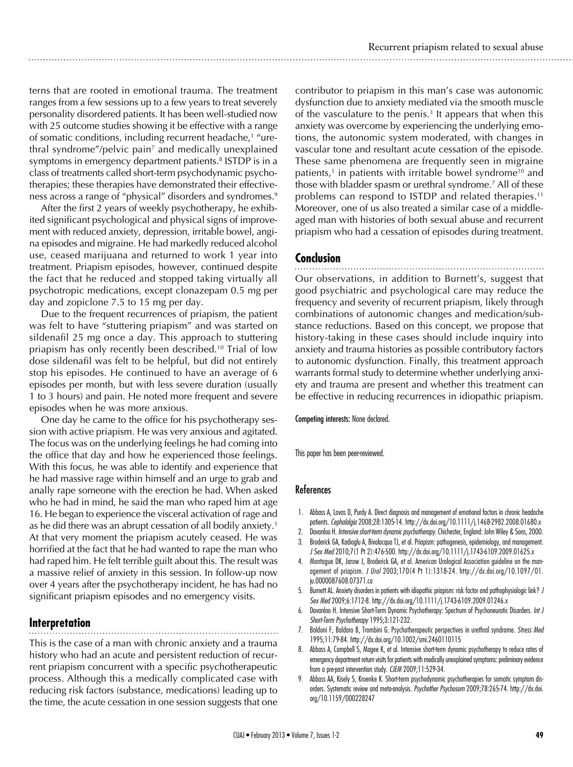terns that are rooted in emotional trauma. The treatment ranges from a few sessions up to a few years to treat severely personality disordered patients. It has been well-studied now with 25 outcome studies showing it be effective with a range of somatic conditions, including recurrent headache,[1] "urethral syndrome"/pelvic pain[7] and medically unexplained symptoms in emergency department patients.[8] ISTDP is in a class of treatments called short-term psychodynamic psychotherapies; these therapies have demonstrated their effectiveness across a range of "physical" disorders and syndromes.[9]

After the first 2 years of weekly psychotherapy, he exhibited significant psychological and physical signs of improvement with reduced anxiety, depression, irritable bowel, angina episodes and migraine. He had markedly reduced alcohol use, ceased marijuana and returned to work 1 year into treatment. Priapism episodes, however, continued despite the fact that he reduced and stopped taking virtually all psychotropic medications, except clonazepam 0.5 mg per day and zopiclone 7.5 to 15 mg per day.

Due to the frequent recurrences of priapism, the patient was felt to have "stuttering priapism" and was started on sildenafil 25 mg once a day. This approach to stuttering priapism has only recently been described.[10] Trial of low dose sildenafil was felt to be helpful, but did not entirely stop his episodes. He continued to have an average of 6 episodes per month, but with less severe duration (usually 1 to 3 hours) and pain. He noted more frequent and severe episodes when he was more anxious.

One day he came to the office for his psychotherapy session with active priapism. He was very anxious and agitated. The focus was on the underlying feelings he had coming into the office that day and how he experienced those feelings. With this focus, he was able to identify and experience that he had massive rage within himself and an urge to grab and anally rape someone with the erection he had. When asked who he had in mind, he said the man who raped him at age 16. He began to experience the visceral activation of rage and as he did there was an abrupt cessation of all bodily anxiety.[1] At that very moment the priapism acutely ceased. He was horrified at the fact that he had wanted to rape the man who had raped him. He felt terrible guilt about this. The result was a massive relief of anxiety in this session. In follow-up now over 4 years after the psychotherapy incident, he has had no significant priapism episodes and no emergency visits.

## Interpretation

This is the case of a man with chronic anxiety and a trauma history who had an acute and persistent reduction of recurrent priapism concurrent with a specific psychotherapeutic process. Although this a medically complicated case with reducing risk factors (substance, medications) leading up to the time, the acute cessation in one session suggests that one contributor to priapism in this man's case was autonomic dysfunction due to anxiety mediated via the smooth muscle of the vasculature to the penis.[3] It appears that when this anxiety was overcome by experiencing the underlying emotions, the autonomic system moderated, with changes in vascular tone and resultant acute cessation of the episode. These same phenomena are frequently seen in migraine patients,[1] in patients with irritable bowel syndrome[10] and those with bladder spasm or urethral syndrome.[7] All of these problems can respond to ISTDP and related therapies.[11] Moreover, one of us also treated a similar case of a middle-aged man with histories of both sexual abuse and recurrent priapism who had a cessation of episodes during treatment.

## Conclusion

Our observations, in addition to Burnett's, suggest that good psychiatric and psychological care may reduce the frequency and severity of recurrent priapism, likely through combinations of autonomic changes and medication/substance reductions. Based on this concept, we propose that history-taking in these cases should include inquiry into anxiety and trauma histories as possible contributory factors to autonomic dysfunction. Finally, this treatment approach warrants formal study to determine whether underlying anxiety and trauma are present and whether this treatment can be effective in reducing recurrences in idiopathic priapism.

**Competing interests:** None declared.

This paper has been peer-reviewed.

### References

1. Abbass A, Lovas D, Purdy A. Direct diagnosis and management of emotional factors in chronic headache patients. *Cephalalgia* 2008;28:1305-14. http://dx.doi.org/10.1111/j.1468-2982.2008.01680.x
2. Davanloo H. *Intensive short-term dynamic psychotherapy*. Chichester, England: John Wiley & Sons, 2000.
3. Broderick GA, Kadioglu A, Bivalacqua TJ, et al. Priapism: pathogenesis, epidemiology, and management. *J Sex Med* 2010;7(1 Pt 2):476-500. http://dx.doi.org/10.1111/j.1743-6109.2009.01625.x
4. Montague DK, Jarow J, Broderick GA, et al. American Urological Association guideline on the management of priapism. *J Urol* 2003;170(4 Pt 1):1318-24. http://dx.doi.org/10.1097/01.ju.0000087608.07371.ca
5. Burnett AL. Anxiety disorders in patients with idiopathic priapism: risk factor and pathophysiologic link? *J Sex Med* 2009;6:1712-8. http://dx.doi.org/10.1111/j.1743-6109.2009.01246.x
6. Davanloo H. Intensive Short-Term Dynamic Psychotherapy: Spectrum of Psychoneurotic Disorders. *Int J Short-Term Psychotherapy* 1995;3:121-232.
7. Baldoni F, Baldaro B, Trombini G. Psychotherapeutic perspectives in urethral syndrome. *Stress Med* 1995;11:79-84. http://dx.doi.org/10.1002/smi.2460110115
8. Abbass A, Campbell S, Magee K, et al. Intensive short-term dynamic psychotherapy to reduce rates of emergency department return visits for patients with medically unexplained symptoms: preliminary evidence from a pre-post intervention study. *CJEM* 2009;11:529-34.
9. Abbass AA, Kisely S, Kroenke K. Short-term psychodynamic psychotherapies for somatic symptom disorders. Systematic review and meta-analysis. *Psychother Psychosom* 2009;78:265-74. http://dx.doi.org/10.1159/000228247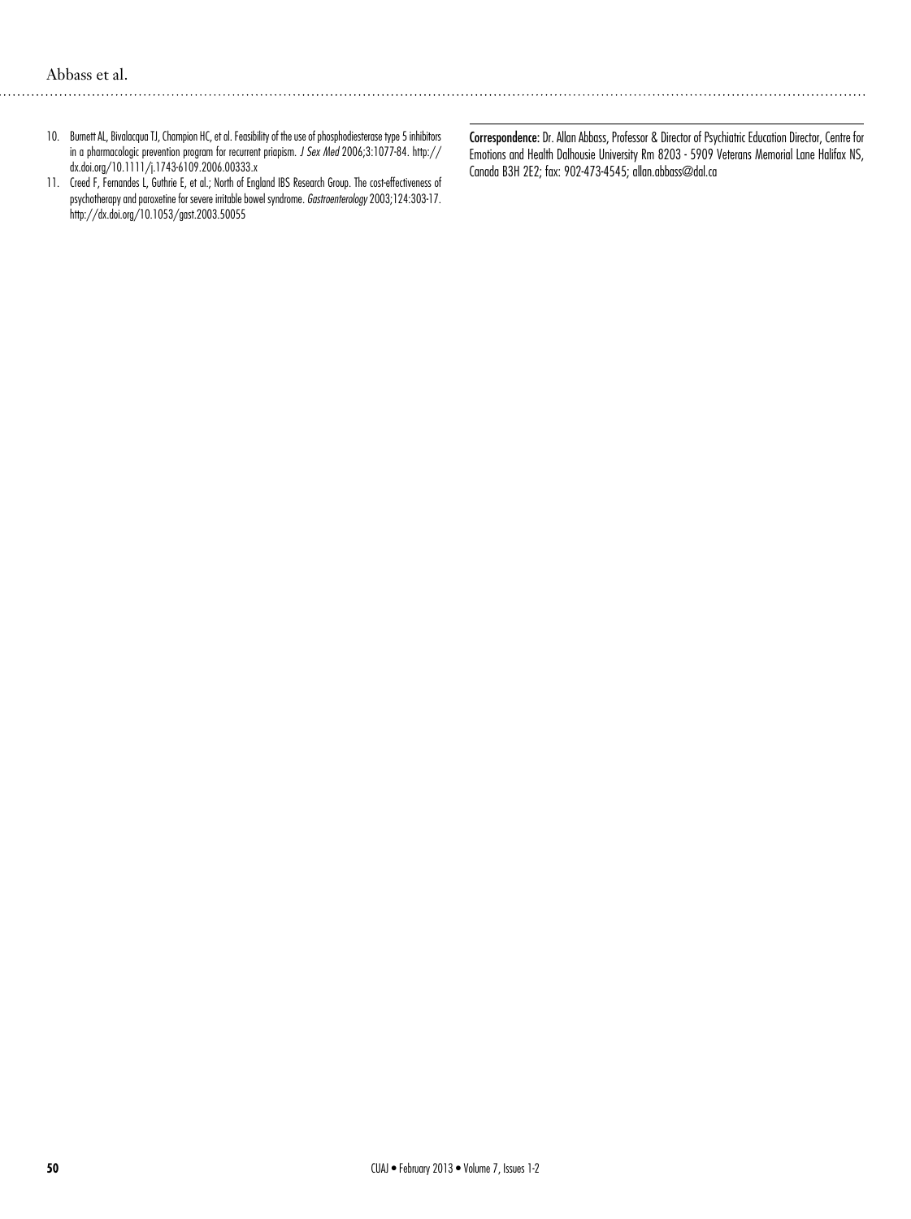10. Burnett AL, Bivalacqua TJ, Champion HC, et al. Feasibility of the use of phosphodiesterase type 5 inhibitors in a pharmacologic prevention program for recurrent priapism. *J Sex Med* 2006;3:1077-84. http://dx.doi.org/10.1111/j.1743-6109.2006.00333.x
11. Creed F, Fernandes L, Guthrie E, et al.; North of England IBS Research Group. The cost-effectiveness of psychotherapy and paroxetine for severe irritable bowel syndrome. *Gastroenterology* 2003;124:303-17. http://dx.doi.org/10.1053/gast.2003.50055

**Correspondence:** Dr. Allan Abbass, Professor & Director of Psychiatric Education Director, Centre for Emotions and Health Dalhousie University Rm 8203 - 5909 Veterans Memorial Lane Halifax NS, Canada B3H 2E2; fax: 902-473-4545; allan.abbass@dal.ca